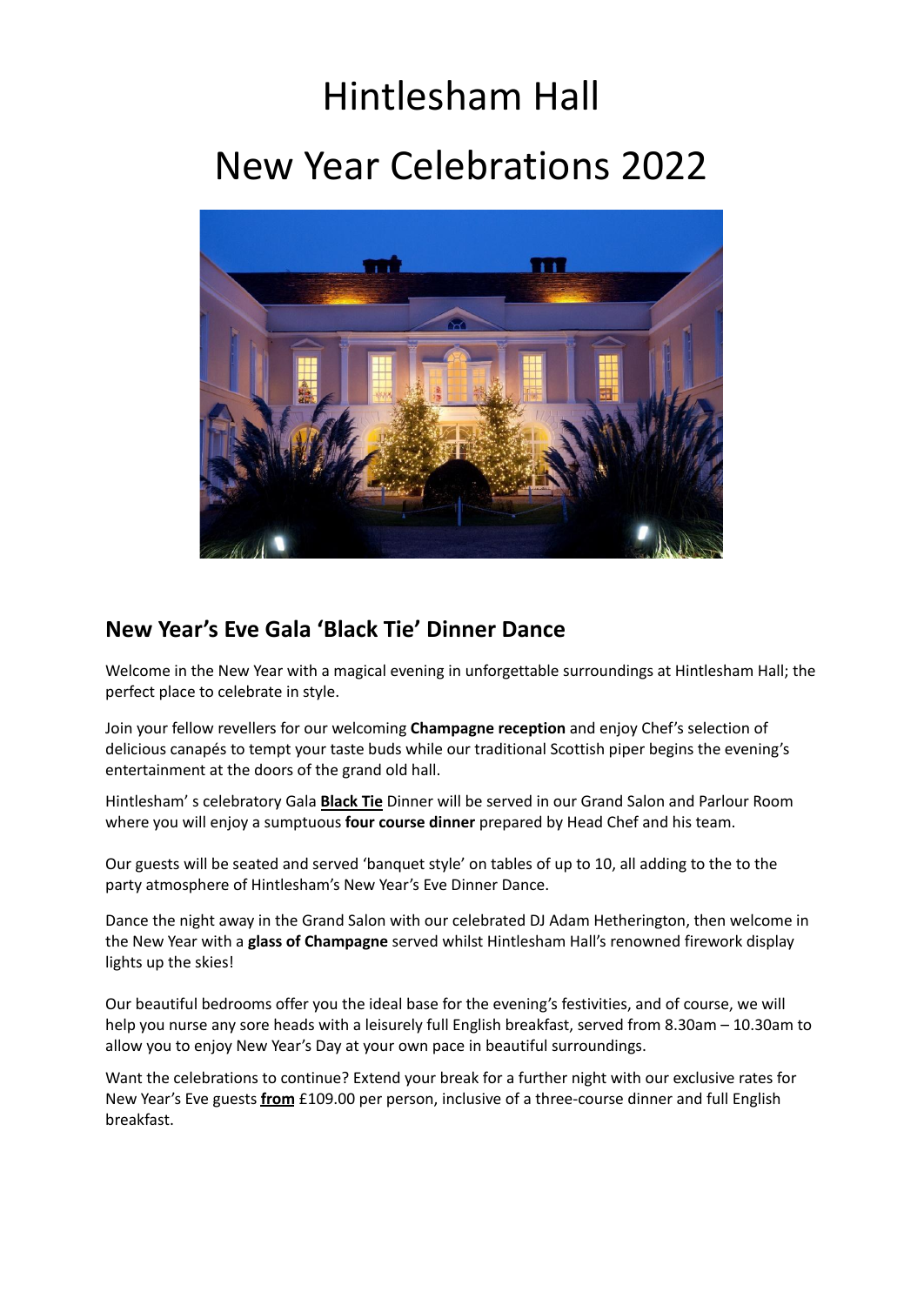# Hintlesham Hall

# New Year Celebrations 2022

## New Year's Eve Gala 'Black Tie' Dinner Dance

Welcome in the New Year with a magical evening in unforgettable surroundings at Hintlesham Hall; the perfect place to celebrate in style.

Join your fellow revellers for our welcoming **Champagne reception** and enjoy Chef's selection of delicious canapés to tempt your taste buds while our traditional Scottish piper begins the evening's entertainment at the doors of the grand old hall.

Hintlesham' s celebratory Gala **Black Tie** Dinner will be served in our Grand Salon and Parlour Room where you will enjoy a sumptuous **four course dinner** prepared by Head Chef and his team.

Our guests will be seated and served 'banquet style' on tables of up to 10, all adding to the to the party atmosphere of Hintlesham's New Year's Eve Dinner Dance.

Dance the night away in the Grand Salon with our celebrated DJ Adam Hetherington, then welcome in the New Year with a **glass of Champagne** served whilst Hintlesham Hall's renowned firework display lights up the skies!

Our beautiful bedrooms offer you the ideal base for the evening's festivities, and of course, we will help you nurse any sore heads with a leisurely full English breakfast, served from 8.30am – 10.30am to allow you to enjoy New Year's Day at your own pace in beautiful surroundings.

Want the celebrations to continue? Extend your break for a further night with our exclusive rates for New Year's Eve guests **from** £109.00 per person, inclusive of a three-course dinner and full English breakfast.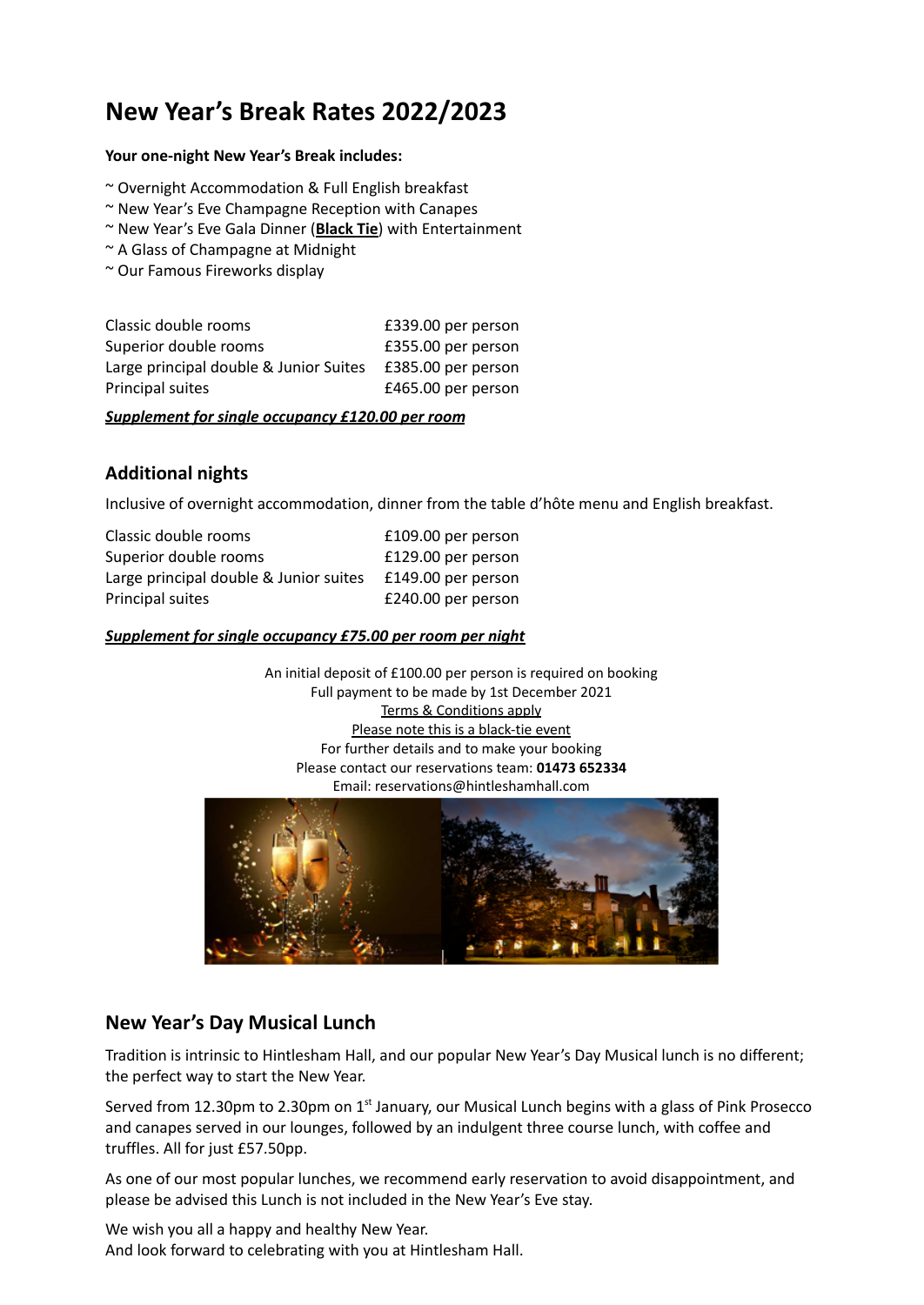# New Year's Break Rates 2022/2023

**Your one-night New Year's Break includes:**

~ Overnight Accommodation & Full English breakfast
~ New Year's Eve Champagne Reception with Canapes
~ New Year's Eve Gala Dinner (**Black Tie**) with Entertainment
~ A Glass of Champagne at Midnight
~ Our Famous Fireworks display

| | |
|---|---|
| Classic double rooms | £339.00 per person |
| Superior double rooms | £355.00 per person |
| Large principal double & Junior Suites | £385.00 per person |
| Principal suites | £465.00 per person |

***Supplement for single occupancy £120.00 per room***

## Additional nights

Inclusive of overnight accommodation, dinner from the table d'hôte menu and English breakfast.

| | |
|---|---|
| Classic double rooms | £109.00 per person |
| Superior double rooms | £129.00 per person |
| Large principal double & Junior suites | £149.00 per person |
| Principal suites | £240.00 per person |

***Supplement for single occupancy £75.00 per room per night***

An initial deposit of £100.00 per person is required on booking
Full payment to be made by 1st December 2021
Terms & Conditions apply
Please note this is a black-tie event
For further details and to make your booking
Please contact our reservations team: **01473 652334**
Email: reservations@hintleshamhall.com

## New Year's Day Musical Lunch

Tradition is intrinsic to Hintlesham Hall, and our popular New Year's Day Musical lunch is no different; the perfect way to start the New Year.

Served from 12.30pm to 2.30pm on 1st January, our Musical Lunch begins with a glass of Pink Prosecco and canapes served in our lounges, followed by an indulgent three course lunch, with coffee and truffles. All for just £57.50pp.

As one of our most popular lunches, we recommend early reservation to avoid disappointment, and please be advised this Lunch is not included in the New Year's Eve stay.

We wish you all a happy and healthy New Year.
And look forward to celebrating with you at Hintlesham Hall.